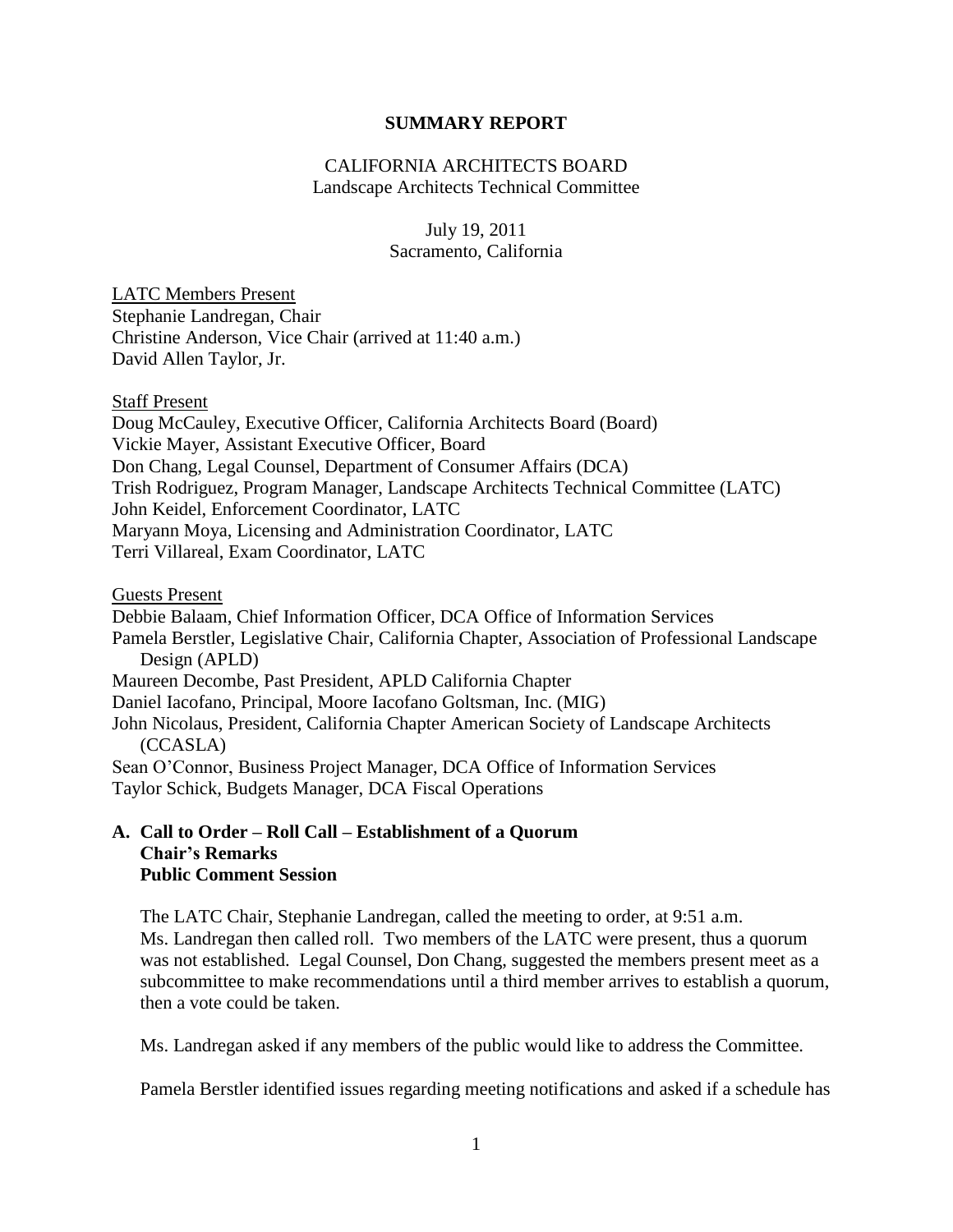# SUMMARY REPORT

CALIFORNIA ARCHITECTS BOARD
Landscape Architects Technical Committee

July 19, 2011
Sacramento, California

LATC Members Present

Stephanie Landregan, Chair
Christine Anderson, Vice Chair (arrived at 11:40 a.m.)
David Allen Taylor, Jr.

Staff Present

Doug McCauley, Executive Officer, California Architects Board (Board)
Vickie Mayer, Assistant Executive Officer, Board
Don Chang, Legal Counsel, Department of Consumer Affairs (DCA)
Trish Rodriguez, Program Manager, Landscape Architects Technical Committee (LATC)
John Keidel, Enforcement Coordinator, LATC
Maryann Moya, Licensing and Administration Coordinator, LATC
Terri Villareal, Exam Coordinator, LATC

Guests Present

Debbie Balaam, Chief Information Officer, DCA Office of Information Services
Pamela Berstler, Legislative Chair, California Chapter, Association of Professional Landscape Design (APLD)
Maureen Decombe, Past President, APLD California Chapter
Daniel Iacofano, Principal, Moore Iacofano Goltsman, Inc. (MIG)
John Nicolaus, President, California Chapter American Society of Landscape Architects (CCASLA)
Sean O'Connor, Business Project Manager, DCA Office of Information Services
Taylor Schick, Budgets Manager, DCA Fiscal Operations

## A. Call to Order – Roll Call – Establishment of a Quorum
**Chair's Remarks**
**Public Comment Session**

The LATC Chair, Stephanie Landregan, called the meeting to order, at 9:51 a.m. Ms. Landregan then called roll. Two members of the LATC were present, thus a quorum was not established. Legal Counsel, Don Chang, suggested the members present meet as a subcommittee to make recommendations until a third member arrives to establish a quorum, then a vote could be taken.

Ms. Landregan asked if any members of the public would like to address the Committee.

Pamela Berstler identified issues regarding meeting notifications and asked if a schedule has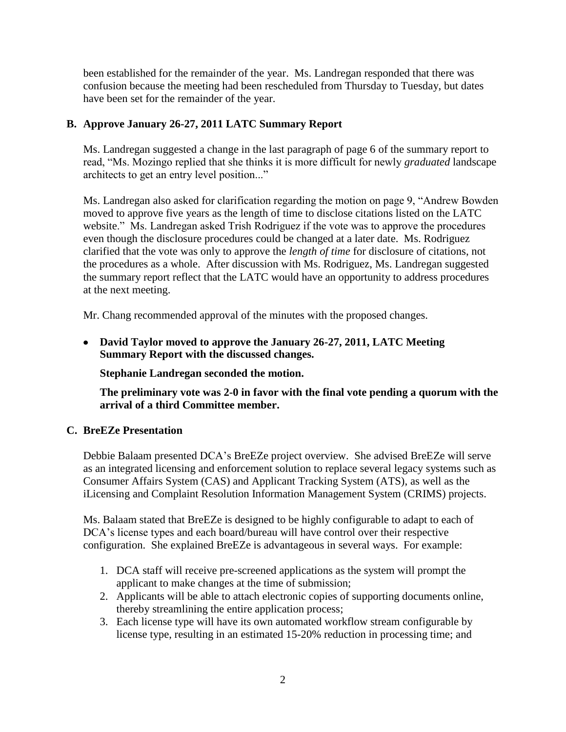been established for the remainder of the year. Ms. Landregan responded that there was confusion because the meeting had been rescheduled from Thursday to Tuesday, but dates have been set for the remainder of the year.

**B. Approve January 26-27, 2011 LATC Summary Report**

Ms. Landregan suggested a change in the last paragraph of page 6 of the summary report to read, "Ms. Mozingo replied that she thinks it is more difficult for newly *graduated* landscape architects to get an entry level position..."

Ms. Landregan also asked for clarification regarding the motion on page 9, "Andrew Bowden moved to approve five years as the length of time to disclose citations listed on the LATC website." Ms. Landregan asked Trish Rodriguez if the vote was to approve the procedures even though the disclosure procedures could be changed at a later date. Ms. Rodriguez clarified that the vote was only to approve the *length of time* for disclosure of citations, not the procedures as a whole. After discussion with Ms. Rodriguez, Ms. Landregan suggested the summary report reflect that the LATC would have an opportunity to address procedures at the next meeting.

Mr. Chang recommended approval of the minutes with the proposed changes.

- **David Taylor moved to approve the January 26-27, 2011, LATC Meeting Summary Report with the discussed changes.**

  **Stephanie Landregan seconded the motion.**

  **The preliminary vote was 2-0 in favor with the final vote pending a quorum with the arrival of a third Committee member.**

**C. BreEZe Presentation**

Debbie Balaam presented DCA's BreEZe project overview. She advised BreEZe will serve as an integrated licensing and enforcement solution to replace several legacy systems such as Consumer Affairs System (CAS) and Applicant Tracking System (ATS), as well as the iLicensing and Complaint Resolution Information Management System (CRIMS) projects.

Ms. Balaam stated that BreEZe is designed to be highly configurable to adapt to each of DCA's license types and each board/bureau will have control over their respective configuration. She explained BreEZe is advantageous in several ways. For example:

1. DCA staff will receive pre-screened applications as the system will prompt the applicant to make changes at the time of submission;
2. Applicants will be able to attach electronic copies of supporting documents online, thereby streamlining the entire application process;
3. Each license type will have its own automated workflow stream configurable by license type, resulting in an estimated 15-20% reduction in processing time; and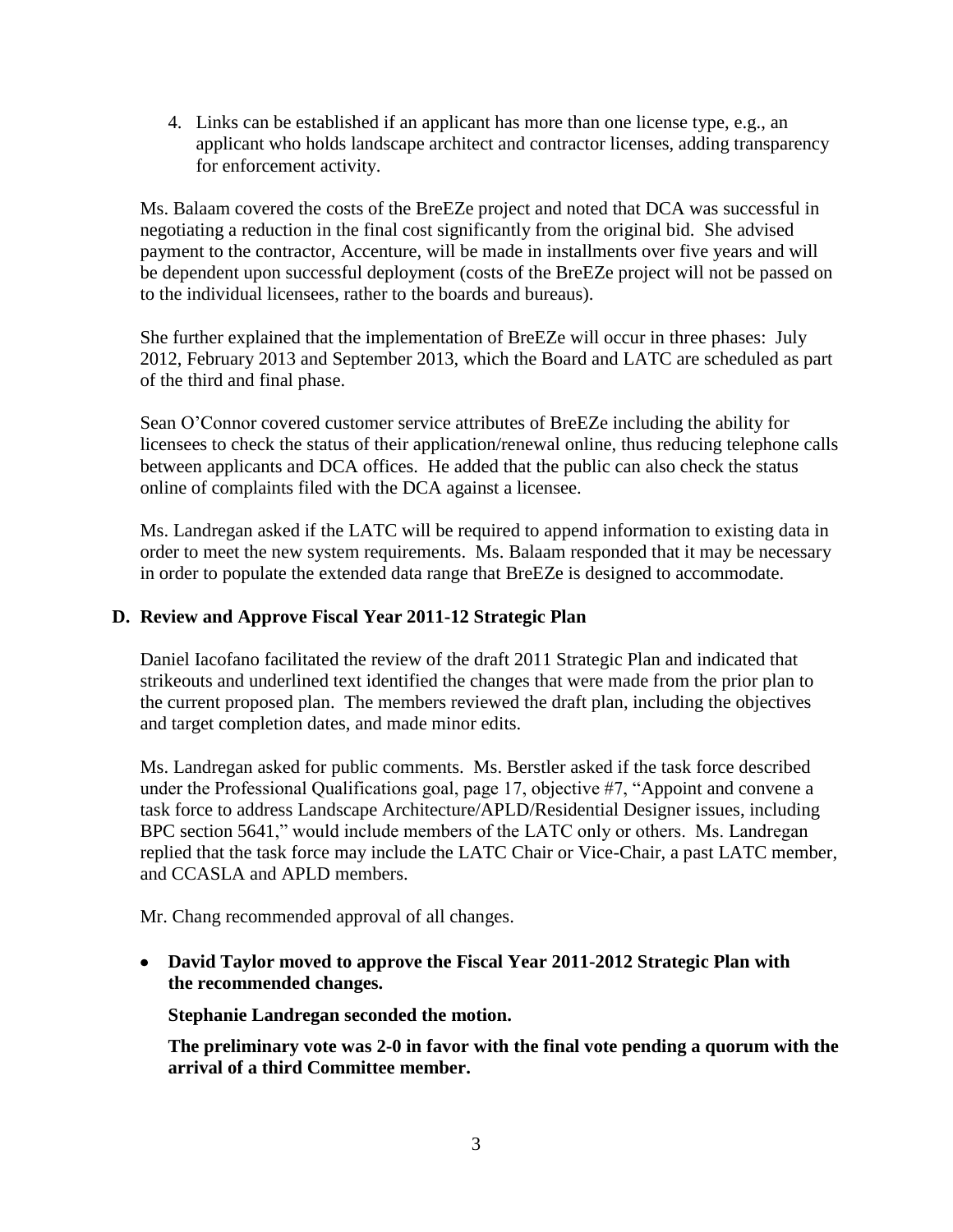4. Links can be established if an applicant has more than one license type, e.g., an applicant who holds landscape architect and contractor licenses, adding transparency for enforcement activity.

Ms. Balaam covered the costs of the BreEZe project and noted that DCA was successful in negotiating a reduction in the final cost significantly from the original bid. She advised payment to the contractor, Accenture, will be made in installments over five years and will be dependent upon successful deployment (costs of the BreEZe project will not be passed on to the individual licensees, rather to the boards and bureaus).

She further explained that the implementation of BreEZe will occur in three phases: July 2012, February 2013 and September 2013, which the Board and LATC are scheduled as part of the third and final phase.

Sean O'Connor covered customer service attributes of BreEZe including the ability for licensees to check the status of their application/renewal online, thus reducing telephone calls between applicants and DCA offices. He added that the public can also check the status online of complaints filed with the DCA against a licensee.

Ms. Landregan asked if the LATC will be required to append information to existing data in order to meet the new system requirements. Ms. Balaam responded that it may be necessary in order to populate the extended data range that BreEZe is designed to accommodate.

**D. Review and Approve Fiscal Year 2011-12 Strategic Plan**

Daniel Iacofano facilitated the review of the draft 2011 Strategic Plan and indicated that strikeouts and underlined text identified the changes that were made from the prior plan to the current proposed plan. The members reviewed the draft plan, including the objectives and target completion dates, and made minor edits.

Ms. Landregan asked for public comments. Ms. Berstler asked if the task force described under the Professional Qualifications goal, page 17, objective #7, "Appoint and convene a task force to address Landscape Architecture/APLD/Residential Designer issues, including BPC section 5641," would include members of the LATC only or others. Ms. Landregan replied that the task force may include the LATC Chair or Vice-Chair, a past LATC member, and CCASLA and APLD members.

Mr. Chang recommended approval of all changes.

- **David Taylor moved to approve the Fiscal Year 2011-2012 Strategic Plan with the recommended changes.**

  **Stephanie Landregan seconded the motion.**

  **The preliminary vote was 2-0 in favor with the final vote pending a quorum with the arrival of a third Committee member.**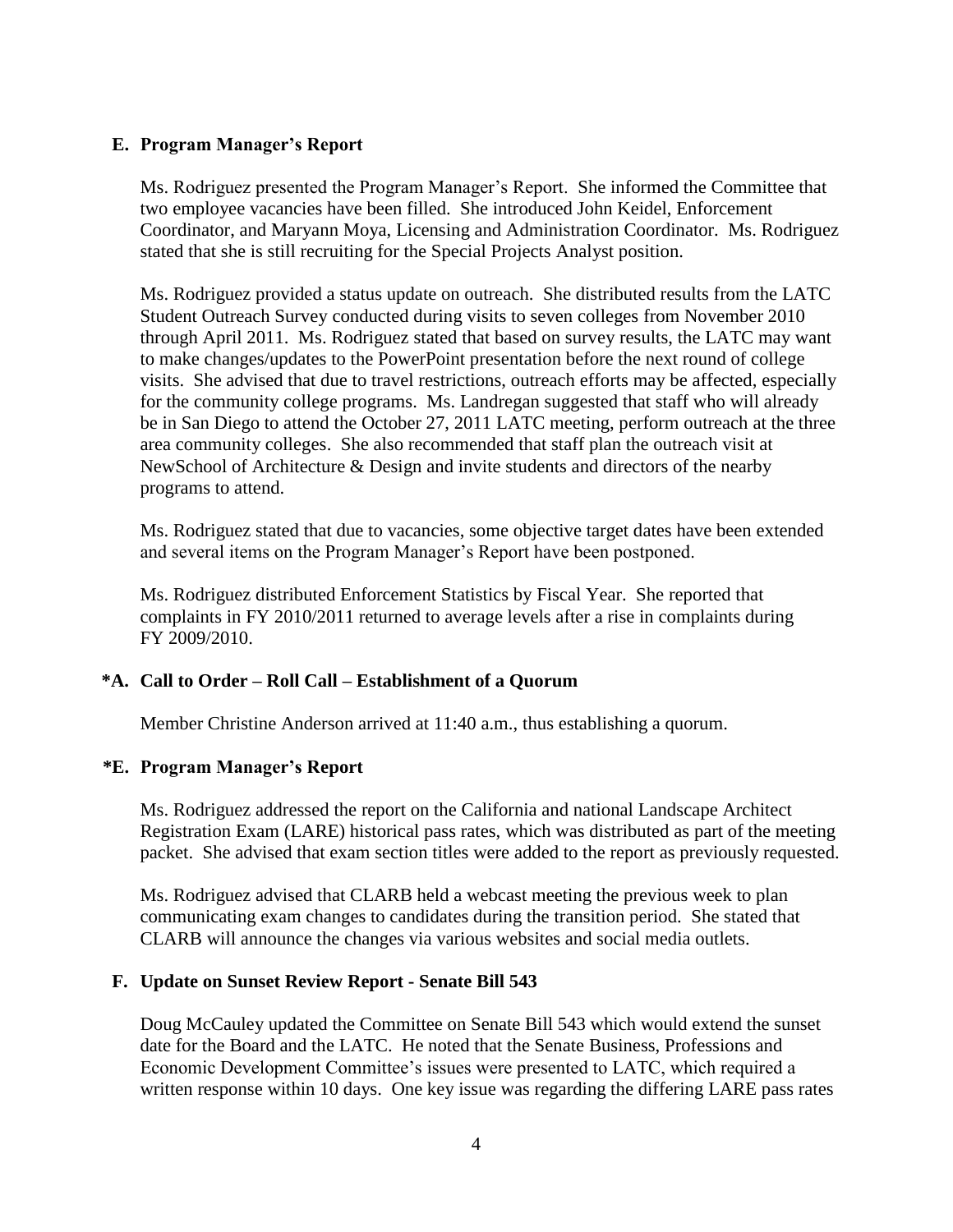### E. Program Manager's Report

Ms. Rodriguez presented the Program Manager's Report. She informed the Committee that two employee vacancies have been filled. She introduced John Keidel, Enforcement Coordinator, and Maryann Moya, Licensing and Administration Coordinator. Ms. Rodriguez stated that she is still recruiting for the Special Projects Analyst position.

Ms. Rodriguez provided a status update on outreach. She distributed results from the LATC Student Outreach Survey conducted during visits to seven colleges from November 2010 through April 2011. Ms. Rodriguez stated that based on survey results, the LATC may want to make changes/updates to the PowerPoint presentation before the next round of college visits. She advised that due to travel restrictions, outreach efforts may be affected, especially for the community college programs. Ms. Landregan suggested that staff who will already be in San Diego to attend the October 27, 2011 LATC meeting, perform outreach at the three area community colleges. She also recommended that staff plan the outreach visit at NewSchool of Architecture & Design and invite students and directors of the nearby programs to attend.

Ms. Rodriguez stated that due to vacancies, some objective target dates have been extended and several items on the Program Manager's Report have been postponed.

Ms. Rodriguez distributed Enforcement Statistics by Fiscal Year. She reported that complaints in FY 2010/2011 returned to average levels after a rise in complaints during FY 2009/2010.

### *A. Call to Order – Roll Call – Establishment of a Quorum

Member Christine Anderson arrived at 11:40 a.m., thus establishing a quorum.

### *E. Program Manager's Report

Ms. Rodriguez addressed the report on the California and national Landscape Architect Registration Exam (LARE) historical pass rates, which was distributed as part of the meeting packet. She advised that exam section titles were added to the report as previously requested.

Ms. Rodriguez advised that CLARB held a webcast meeting the previous week to plan communicating exam changes to candidates during the transition period. She stated that CLARB will announce the changes via various websites and social media outlets.

### F. Update on Sunset Review Report - Senate Bill 543

Doug McCauley updated the Committee on Senate Bill 543 which would extend the sunset date for the Board and the LATC. He noted that the Senate Business, Professions and Economic Development Committee's issues were presented to LATC, which required a written response within 10 days. One key issue was regarding the differing LARE pass rates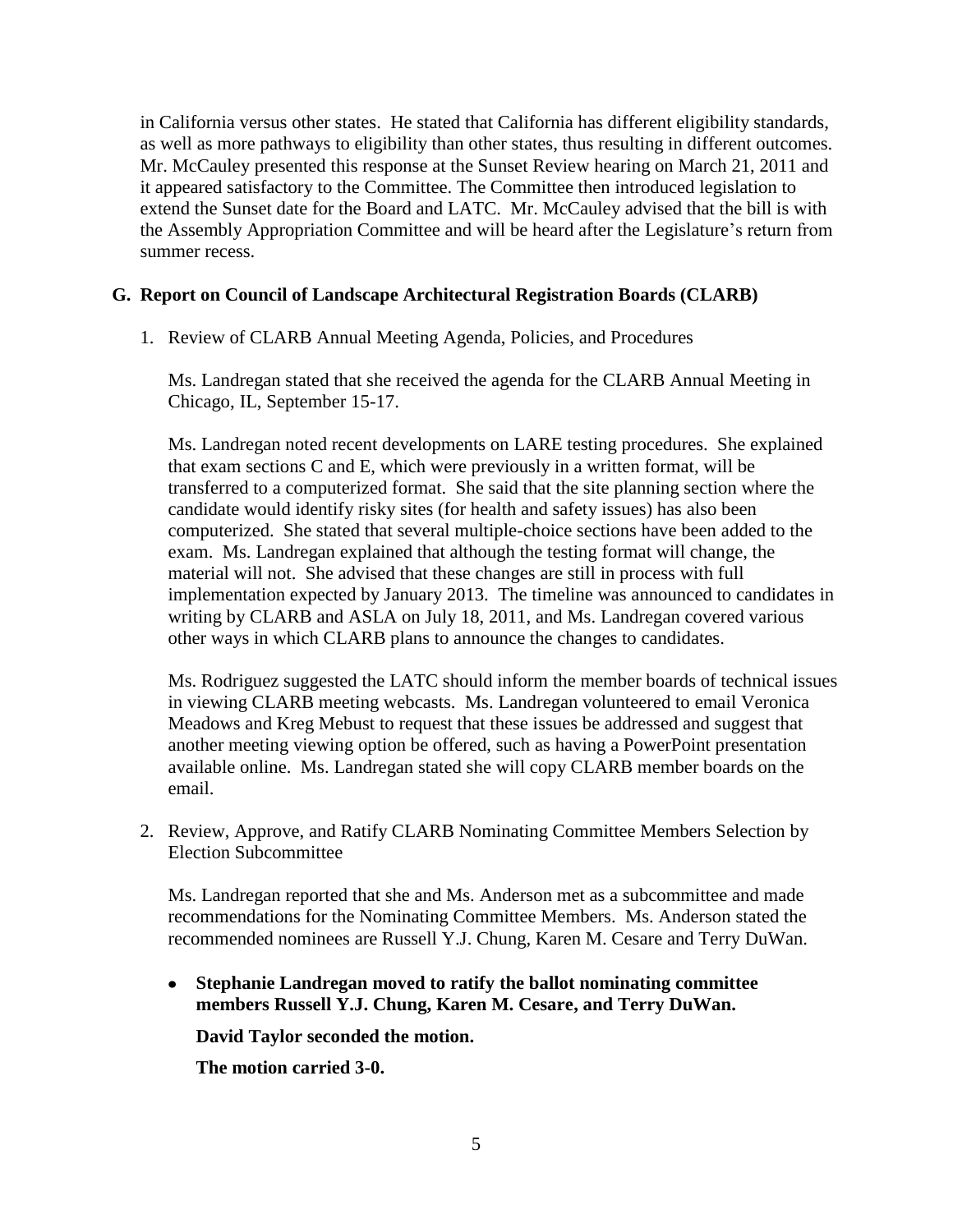in California versus other states. He stated that California has different eligibility standards, as well as more pathways to eligibility than other states, thus resulting in different outcomes. Mr. McCauley presented this response at the Sunset Review hearing on March 21, 2011 and it appeared satisfactory to the Committee. The Committee then introduced legislation to extend the Sunset date for the Board and LATC. Mr. McCauley advised that the bill is with the Assembly Appropriation Committee and will be heard after the Legislature's return from summer recess.

**G. Report on Council of Landscape Architectural Registration Boards (CLARB)**

1. Review of CLARB Annual Meeting Agenda, Policies, and Procedures

   Ms. Landregan stated that she received the agenda for the CLARB Annual Meeting in Chicago, IL, September 15-17.

   Ms. Landregan noted recent developments on LARE testing procedures. She explained that exam sections C and E, which were previously in a written format, will be transferred to a computerized format. She said that the site planning section where the candidate would identify risky sites (for health and safety issues) has also been computerized. She stated that several multiple-choice sections have been added to the exam. Ms. Landregan explained that although the testing format will change, the material will not. She advised that these changes are still in process with full implementation expected by January 2013. The timeline was announced to candidates in writing by CLARB and ASLA on July 18, 2011, and Ms. Landregan covered various other ways in which CLARB plans to announce the changes to candidates.

   Ms. Rodriguez suggested the LATC should inform the member boards of technical issues in viewing CLARB meeting webcasts. Ms. Landregan volunteered to email Veronica Meadows and Kreg Mebust to request that these issues be addressed and suggest that another meeting viewing option be offered, such as having a PowerPoint presentation available online. Ms. Landregan stated she will copy CLARB member boards on the email.

2. Review, Approve, and Ratify CLARB Nominating Committee Members Selection by Election Subcommittee

   Ms. Landregan reported that she and Ms. Anderson met as a subcommittee and made recommendations for the Nominating Committee Members. Ms. Anderson stated the recommended nominees are Russell Y.J. Chung, Karen M. Cesare and Terry DuWan.

   - **Stephanie Landregan moved to ratify the ballot nominating committee members Russell Y.J. Chung, Karen M. Cesare, and Terry DuWan.**

     **David Taylor seconded the motion.**

     **The motion carried 3-0.**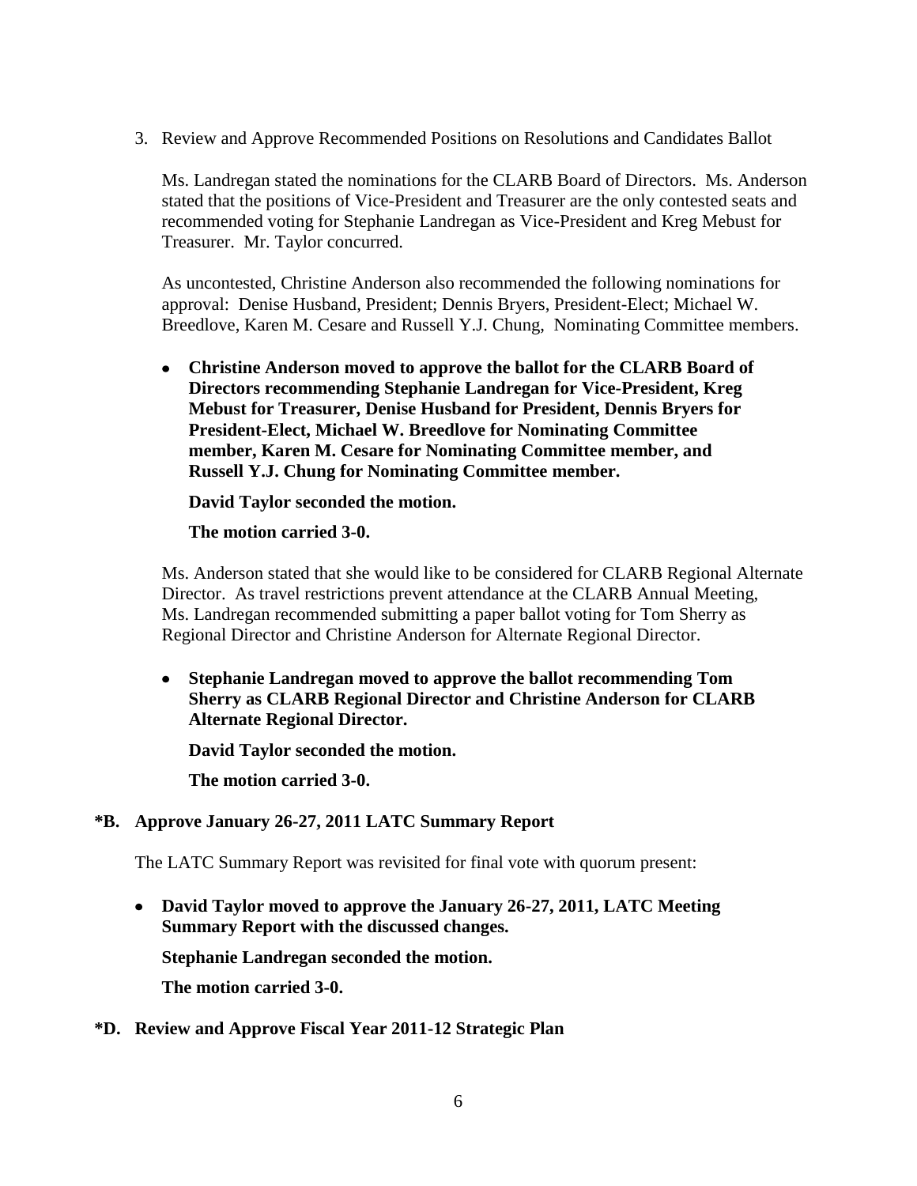3. Review and Approve Recommended Positions on Resolutions and Candidates Ballot

   Ms. Landregan stated the nominations for the CLARB Board of Directors. Ms. Anderson stated that the positions of Vice-President and Treasurer are the only contested seats and recommended voting for Stephanie Landregan as Vice-President and Kreg Mebust for Treasurer. Mr. Taylor concurred.

   As uncontested, Christine Anderson also recommended the following nominations for approval: Denise Husband, President; Dennis Bryers, President-Elect; Michael W. Breedlove, Karen M. Cesare and Russell Y.J. Chung, Nominating Committee members.

   - **Christine Anderson moved to approve the ballot for the CLARB Board of Directors recommending Stephanie Landregan for Vice-President, Kreg Mebust for Treasurer, Denise Husband for President, Dennis Bryers for President-Elect, Michael W. Breedlove for Nominating Committee member, Karen M. Cesare for Nominating Committee member, and Russell Y.J. Chung for Nominating Committee member.**

     **David Taylor seconded the motion.**

     **The motion carried 3-0.**

   Ms. Anderson stated that she would like to be considered for CLARB Regional Alternate Director. As travel restrictions prevent attendance at the CLARB Annual Meeting, Ms. Landregan recommended submitting a paper ballot voting for Tom Sherry as Regional Director and Christine Anderson for Alternate Regional Director.

   - **Stephanie Landregan moved to approve the ballot recommending Tom Sherry as CLARB Regional Director and Christine Anderson for CLARB Alternate Regional Director.**

     **David Taylor seconded the motion.**

     **The motion carried 3-0.**

**\*B. Approve January 26-27, 2011 LATC Summary Report**

The LATC Summary Report was revisited for final vote with quorum present:

- **David Taylor moved to approve the January 26-27, 2011, LATC Meeting Summary Report with the discussed changes.**

  **Stephanie Landregan seconded the motion.**

  **The motion carried 3-0.**

**\*D. Review and Approve Fiscal Year 2011-12 Strategic Plan**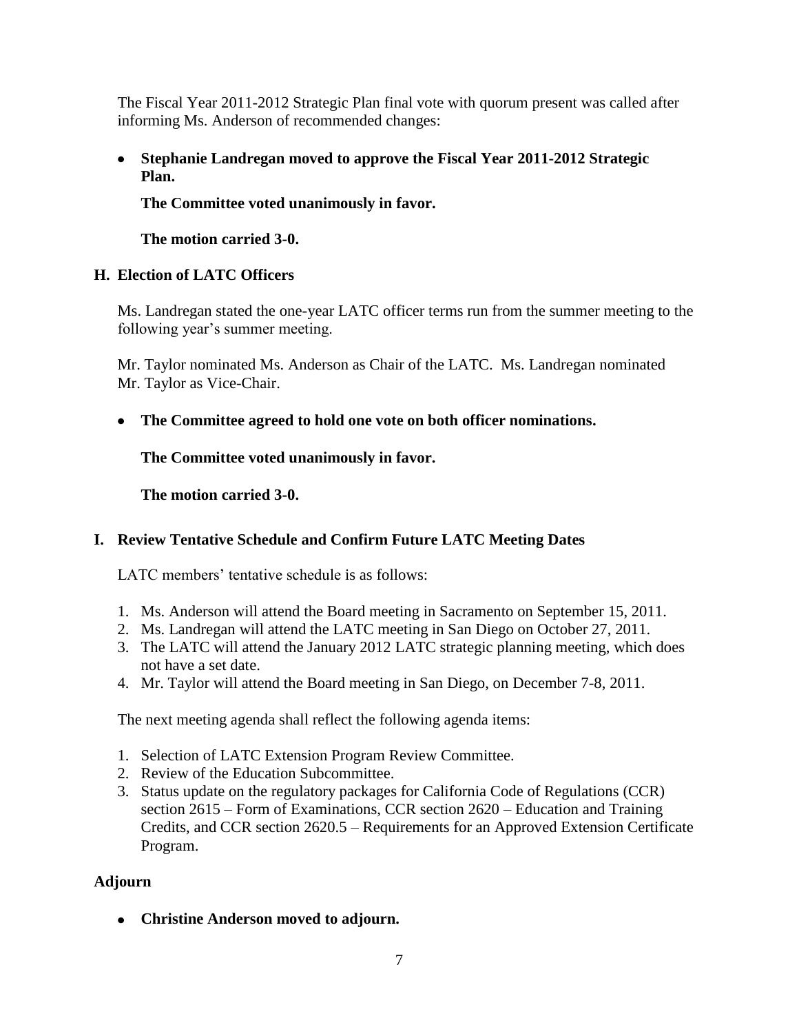The Fiscal Year 2011-2012 Strategic Plan final vote with quorum present was called after informing Ms. Anderson of recommended changes:

- **Stephanie Landregan moved to approve the Fiscal Year 2011-2012 Strategic Plan.**

  **The Committee voted unanimously in favor.**

  **The motion carried 3-0.**

## H. Election of LATC Officers

Ms. Landregan stated the one-year LATC officer terms run from the summer meeting to the following year's summer meeting.

Mr. Taylor nominated Ms. Anderson as Chair of the LATC. Ms. Landregan nominated Mr. Taylor as Vice-Chair.

- **The Committee agreed to hold one vote on both officer nominations.**

  **The Committee voted unanimously in favor.**

  **The motion carried 3-0.**

## I. Review Tentative Schedule and Confirm Future LATC Meeting Dates

LATC members' tentative schedule is as follows:

1. Ms. Anderson will attend the Board meeting in Sacramento on September 15, 2011.
2. Ms. Landregan will attend the LATC meeting in San Diego on October 27, 2011.
3. The LATC will attend the January 2012 LATC strategic planning meeting, which does not have a set date.
4. Mr. Taylor will attend the Board meeting in San Diego, on December 7-8, 2011.

The next meeting agenda shall reflect the following agenda items:

1. Selection of LATC Extension Program Review Committee.
2. Review of the Education Subcommittee.
3. Status update on the regulatory packages for California Code of Regulations (CCR) section 2615 – Form of Examinations, CCR section 2620 – Education and Training Credits, and CCR section 2620.5 – Requirements for an Approved Extension Certificate Program.

## Adjourn

- **Christine Anderson moved to adjourn.**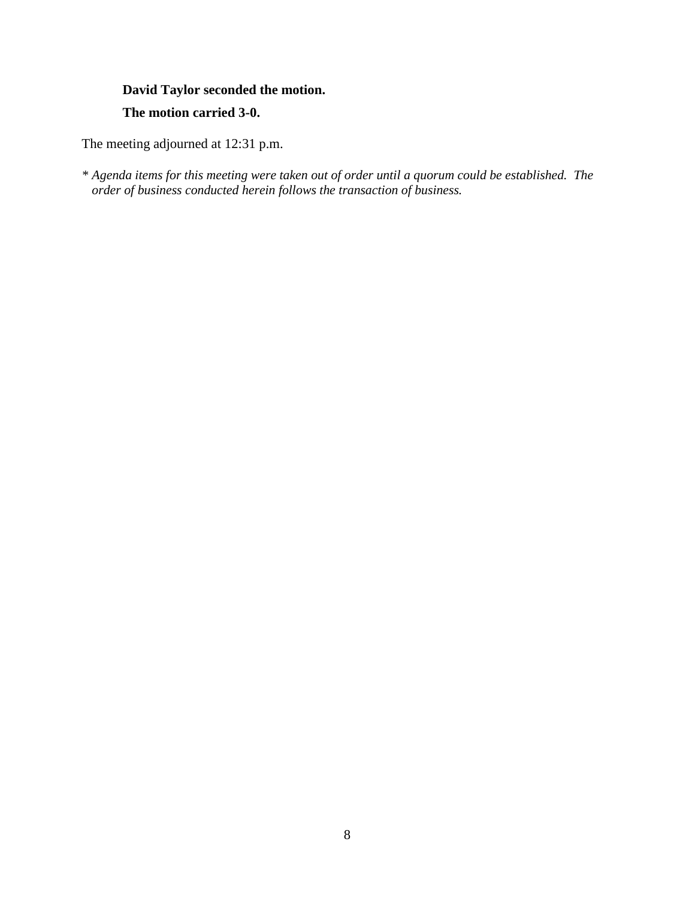**David Taylor seconded the motion.**

**The motion carried 3-0.**

The meeting adjourned at 12:31 p.m.

\* *Agenda items for this meeting were taken out of order until a quorum could be established. The order of business conducted herein follows the transaction of business.*